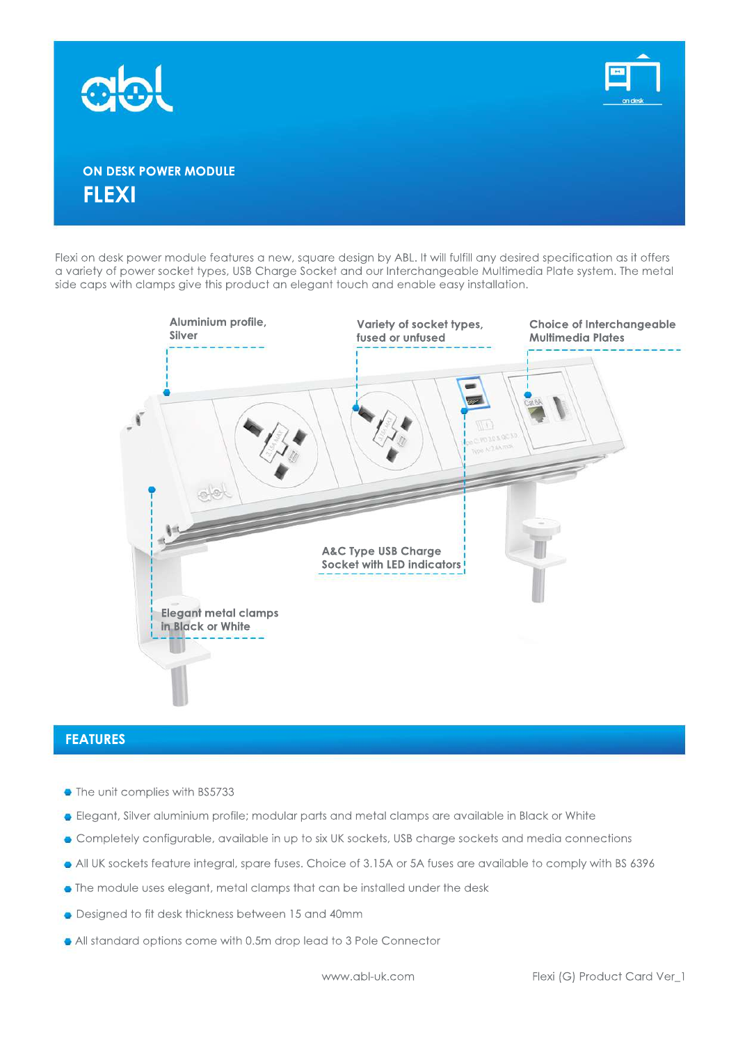## ON DESK POWER MODULE

# FLEXI

Flexi on desk power module features a new, square design by ABL. It will fulfill any desired specification as it offers a variety of power socket types, USB Charge Socket and our Interchangeable Multimedia Plate system. The metal side caps with clamps give this product an elegant touch and enable easy installation.

Aluminium profile, Silver

Variety of socket types, fused or unfused

Choice of Interchangeable Multimedia Plates

A&C Type USB Charge Socket with LED indicators

Elegant metal clamps in Black or White

## FEATURES

- The unit complies with BS5733
- Elegant, Silver aluminium profile; modular parts and metal clamps are available in Black or White
- Completely configurable, available in up to six UK sockets, USB charge sockets and media connections
- All UK sockets feature integral, spare fuses. Choice of 3.15A or 5A fuses are available to comply with BS 6396
- The module uses elegant, metal clamps that can be installed under the desk
- Designed to fit desk thickness between 15 and 40mm
- All standard options come with 0.5m drop lead to 3 Pole Connector

www.abl-uk.com

Flexi (G) Product Card Ver_1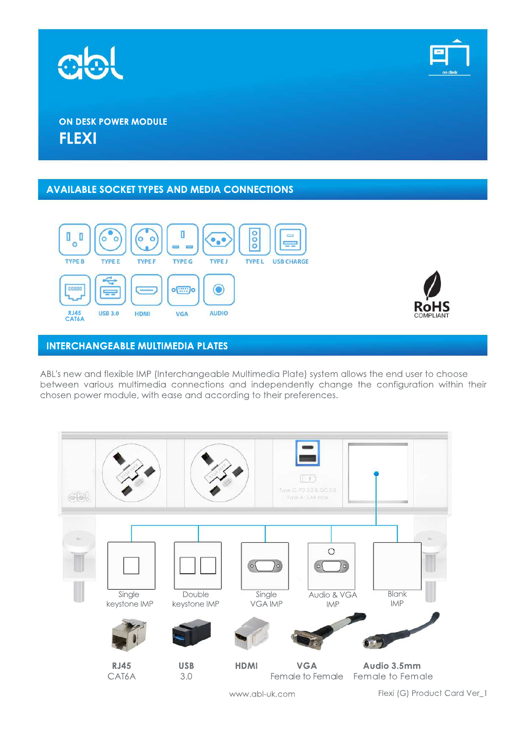ON DESK POWER MODULE

# FLEXI

## AVAILABLE SOCKET TYPES AND MEDIA CONNECTIONS

TYPE B, TYPE E, TYPE F, TYPE G, TYPE J, TYPE L, USB CHARGE

RJ45 CAT6A, USB 3.0, HDMI, VGA, AUDIO

RoHS COMPLIANT

## INTERCHANGEABLE MULTIMEDIA PLATES

ABL's new and flexible IMP (Interchangeable Multimedia Plate) system allows the end user to choose between various multimedia connections and independently change the configuration within their chosen power module, with ease and according to their preferences.

Type C: PD 3.0 & QC3.0
Type A: 2.4A max

- Single keystone IMP
- Double keystone IMP
- Single VGA IMP
- Audio & VGA IMP
- Blank IMP

- **RJ45** CAT6A
- **USB** 3.0
- **HDMI**
- **VGA** Female to Female
- **Audio 3.5mm** Female to Female

www.abl-uk.com

Flexi (G) Product Card Ver_1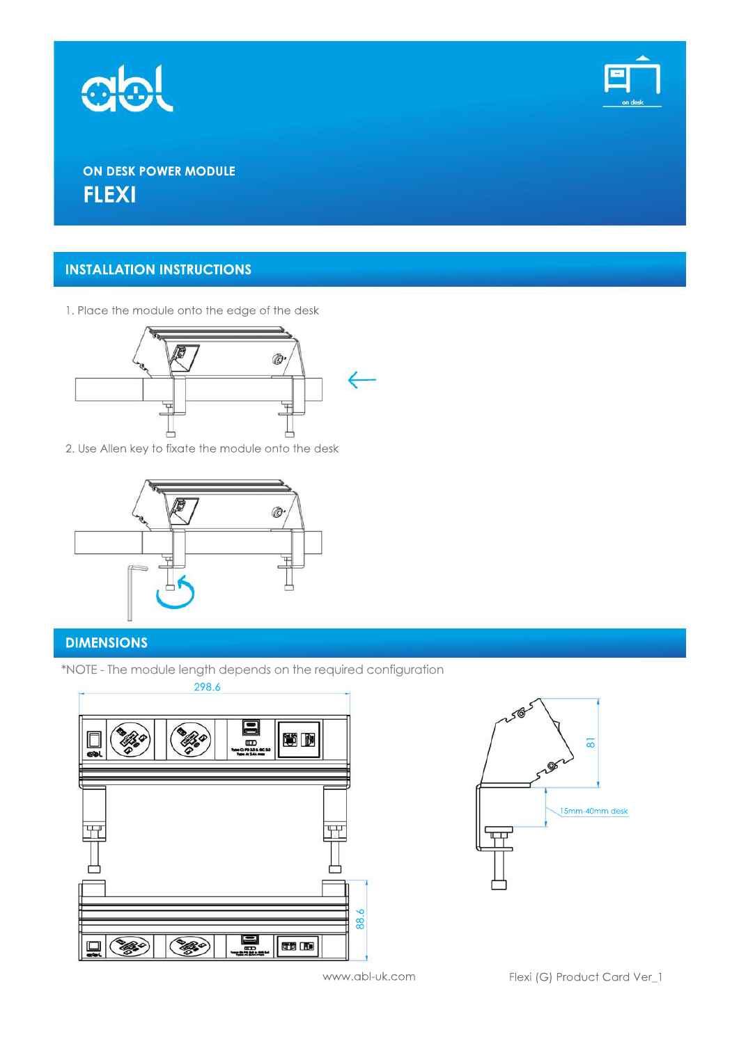# ON DESK POWER MODULE

# FLEXI

## INSTALLATION INSTRUCTIONS

1. Place the module onto the edge of the desk

2. Use Allen key to fixate the module onto the desk

## DIMENSIONS

*NOTE - The module length depends on the required configuration

298.6

88.6

81

15mm-40mm desk

www.abl-uk.com

Flexi (G) Product Card Ver_1